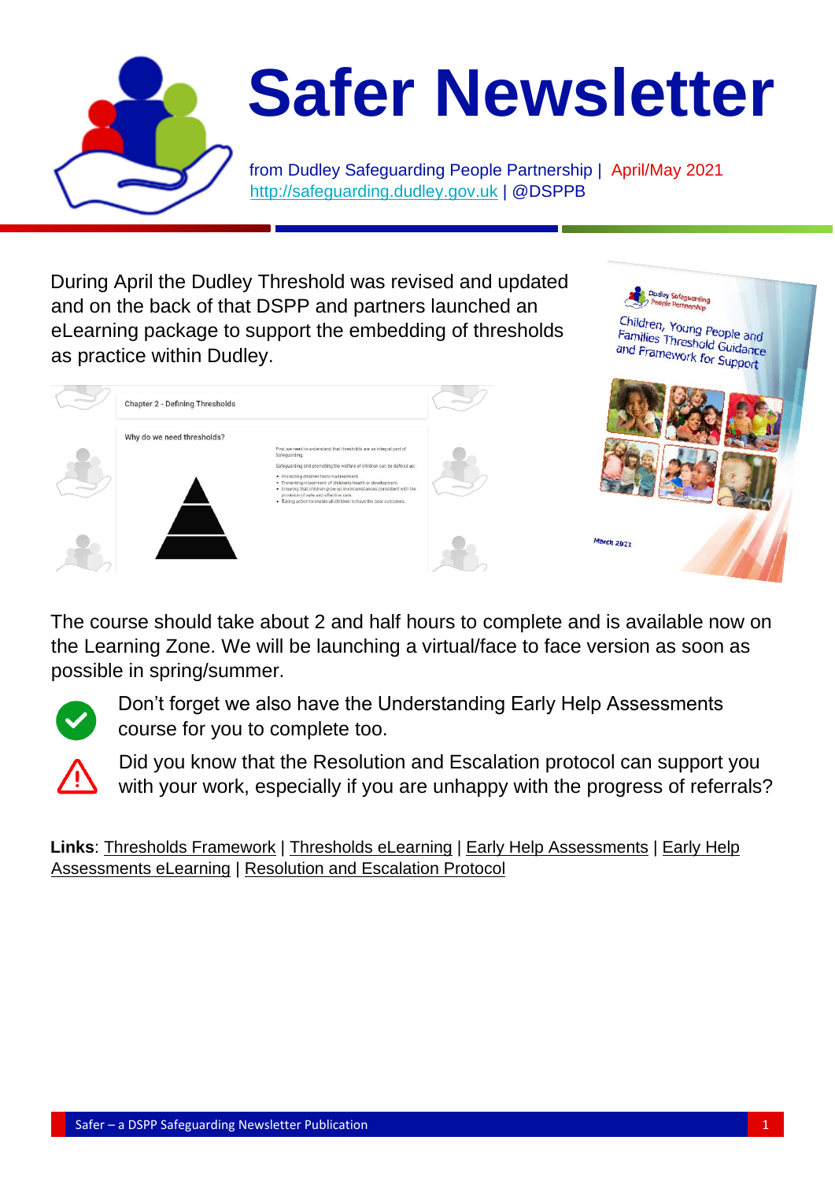# Safer Newsletter

from Dudley Safeguarding People Partnership | April/May 2021
http://safeguarding.dudley.gov.uk | @DSPPB

During April the Dudley Threshold was revised and updated and on the back of that DSPP and partners launched an eLearning package to support the embedding of thresholds as practice within Dudley.

The course should take about 2 and half hours to complete and is available now on the Learning Zone. We will be launching a virtual/face to face version as soon as possible in spring/summer.

Don't forget we also have the Understanding Early Help Assessments course for you to complete too.

Did you know that the Resolution and Escalation protocol can support you with your work, especially if you are unhappy with the progress of referrals?

**Links**: Thresholds Framework | Thresholds eLearning | Early Help Assessments | Early Help Assessments eLearning | Resolution and Escalation Protocol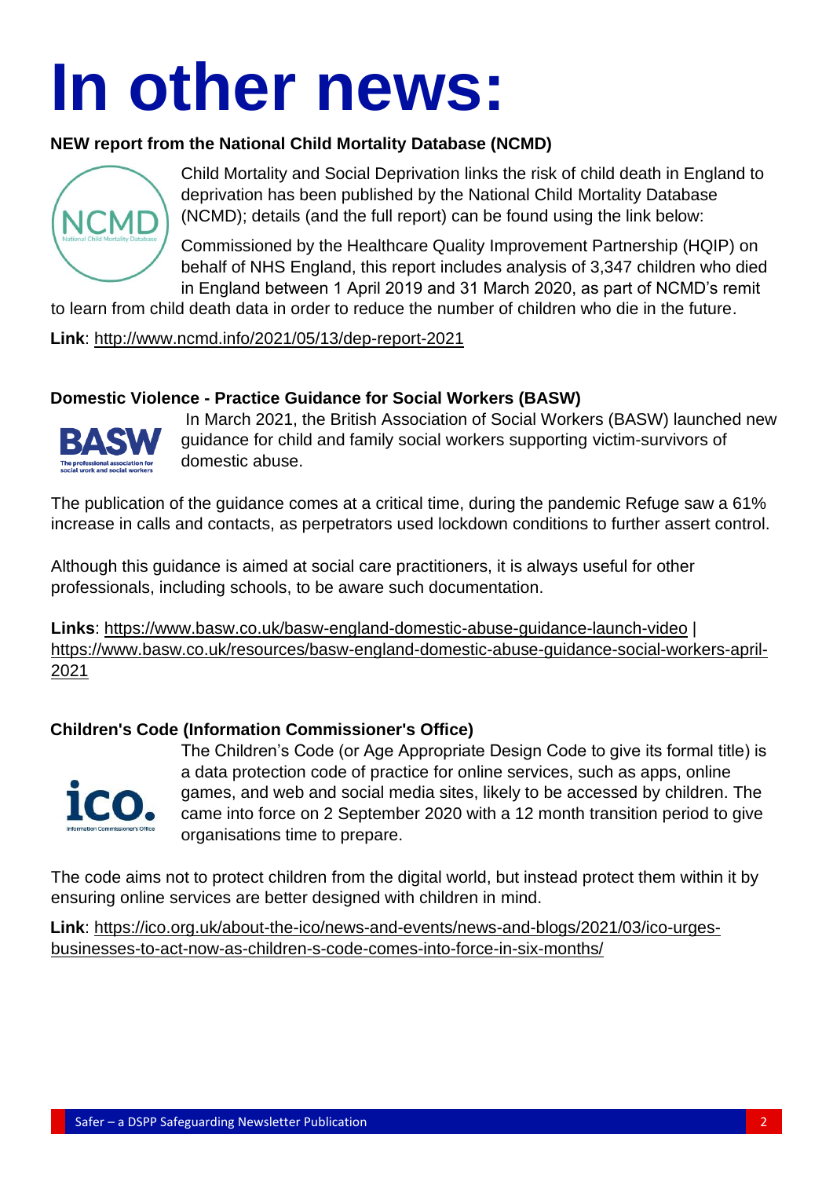# In other news:

**NEW report from the National Child Mortality Database (NCMD)**

Child Mortality and Social Deprivation links the risk of child death in England to deprivation has been published by the National Child Mortality Database (NCMD); details (and the full report) can be found using the link below:

Commissioned by the Healthcare Quality Improvement Partnership (HQIP) on behalf of NHS England, this report includes analysis of 3,347 children who died in England between 1 April 2019 and 31 March 2020, as part of NCMD's remit to learn from child death data in order to reduce the number of children who die in the future.

**Link**: http://www.ncmd.info/2021/05/13/dep-report-2021

**Domestic Violence - Practice Guidance for Social Workers (BASW)**

In March 2021, the British Association of Social Workers (BASW) launched new guidance for child and family social workers supporting victim-survivors of domestic abuse.

The publication of the guidance comes at a critical time, during the pandemic Refuge saw a 61% increase in calls and contacts, as perpetrators used lockdown conditions to further assert control.

Although this guidance is aimed at social care practitioners, it is always useful for other professionals, including schools, to be aware such documentation.

**Links**: https://www.basw.co.uk/basw-england-domestic-abuse-guidance-launch-video | https://www.basw.co.uk/resources/basw-england-domestic-abuse-guidance-social-workers-april-2021

**Children's Code (Information Commissioner's Office)**

The Children's Code (or Age Appropriate Design Code to give its formal title) is a data protection code of practice for online services, such as apps, online games, and web and social media sites, likely to be accessed by children. The came into force on 2 September 2020 with a 12 month transition period to give organisations time to prepare.

The code aims not to protect children from the digital world, but instead protect them within it by ensuring online services are better designed with children in mind.

**Link**: https://ico.org.uk/about-the-ico/news-and-events/news-and-blogs/2021/03/ico-urges-businesses-to-act-now-as-children-s-code-comes-into-force-in-six-months/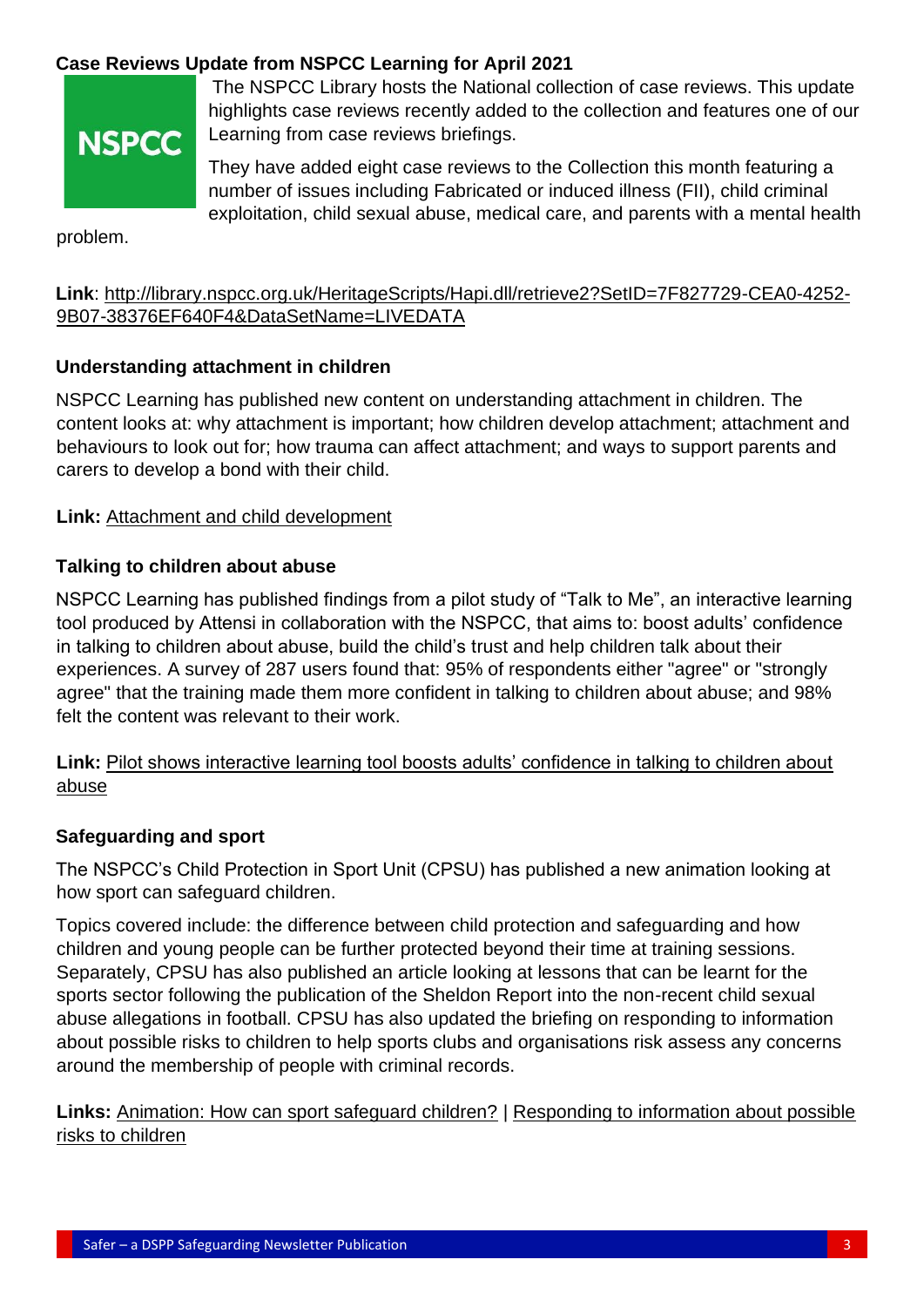## Case Reviews Update from NSPCC Learning for April 2021

The NSPCC Library hosts the National collection of case reviews. This update highlights case reviews recently added to the collection and features one of our Learning from case reviews briefings.

They have added eight case reviews to the Collection this month featuring a number of issues including Fabricated or induced illness (FII), child criminal exploitation, child sexual abuse, medical care, and parents with a mental health problem.

**Link**: http://library.nspcc.org.uk/HeritageScripts/Hapi.dll/retrieve2?SetID=7F827729-CEA0-4252-9B07-38376EF640F4&DataSetName=LIVEDATA

## Understanding attachment in children

NSPCC Learning has published new content on understanding attachment in children. The content looks at: why attachment is important; how children develop attachment; attachment and behaviours to look out for; how trauma can affect attachment; and ways to support parents and carers to develop a bond with their child.

**Link:** Attachment and child development

## Talking to children about abuse

NSPCC Learning has published findings from a pilot study of "Talk to Me", an interactive learning tool produced by Attensi in collaboration with the NSPCC, that aims to: boost adults' confidence in talking to children about abuse, build the child's trust and help children talk about their experiences. A survey of 287 users found that: 95% of respondents either "agree" or "strongly agree" that the training made them more confident in talking to children about abuse; and 98% felt the content was relevant to their work.

**Link:** Pilot shows interactive learning tool boosts adults' confidence in talking to children about abuse

## Safeguarding and sport

The NSPCC's Child Protection in Sport Unit (CPSU) has published a new animation looking at how sport can safeguard children.

Topics covered include: the difference between child protection and safeguarding and how children and young people can be further protected beyond their time at training sessions. Separately, CPSU has also published an article looking at lessons that can be learnt for the sports sector following the publication of the Sheldon Report into the non-recent child sexual abuse allegations in football. CPSU has also updated the briefing on responding to information about possible risks to children to help sports clubs and organisations risk assess any concerns around the membership of people with criminal records.

**Links:** Animation: How can sport safeguard children? | Responding to information about possible risks to children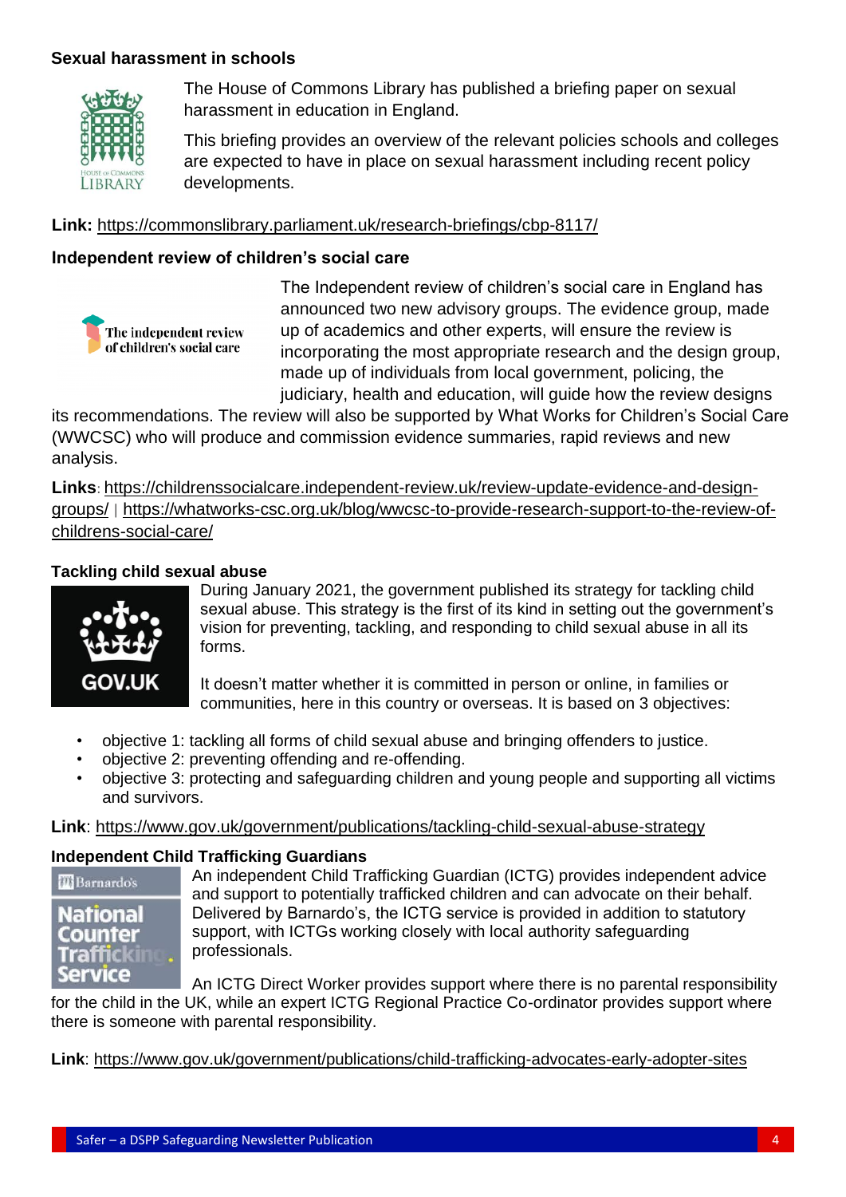### Sexual harassment in schools

The House of Commons Library has published a briefing paper on sexual harassment in education in England.

This briefing provides an overview of the relevant policies schools and colleges are expected to have in place on sexual harassment including recent policy developments.

**Link:** https://commonslibrary.parliament.uk/research-briefings/cbp-8117/

### Independent review of children's social care

The Independent review of children's social care in England has announced two new advisory groups. The evidence group, made up of academics and other experts, will ensure the review is incorporating the most appropriate research and the design group, made up of individuals from local government, policing, the judiciary, health and education, will guide how the review designs its recommendations. The review will also be supported by What Works for Children's Social Care (WWCSC) who will produce and commission evidence summaries, rapid reviews and new analysis.

**Links**: https://childrenssocialcare.independent-review.uk/review-update-evidence-and-design-groups/ | https://whatworks-csc.org.uk/blog/wwcsc-to-provide-research-support-to-the-review-of-childrens-social-care/

### Tackling child sexual abuse

During January 2021, the government published its strategy for tackling child sexual abuse. This strategy is the first of its kind in setting out the government's vision for preventing, tackling, and responding to child sexual abuse in all its forms.

It doesn't matter whether it is committed in person or online, in families or communities, here in this country or overseas. It is based on 3 objectives:

- objective 1: tackling all forms of child sexual abuse and bringing offenders to justice.
- objective 2: preventing offending and re-offending.
- objective 3: protecting and safeguarding children and young people and supporting all victims and survivors.

**Link**: https://www.gov.uk/government/publications/tackling-child-sexual-abuse-strategy

### Independent Child Trafficking Guardians

An independent Child Trafficking Guardian (ICTG) provides independent advice and support to potentially trafficked children and can advocate on their behalf. Delivered by Barnardo's, the ICTG service is provided in addition to statutory support, with ICTGs working closely with local authority safeguarding professionals.

An ICTG Direct Worker provides support where there is no parental responsibility for the child in the UK, while an expert ICTG Regional Practice Co-ordinator provides support where there is someone with parental responsibility.

**Link**: https://www.gov.uk/government/publications/child-trafficking-advocates-early-adopter-sites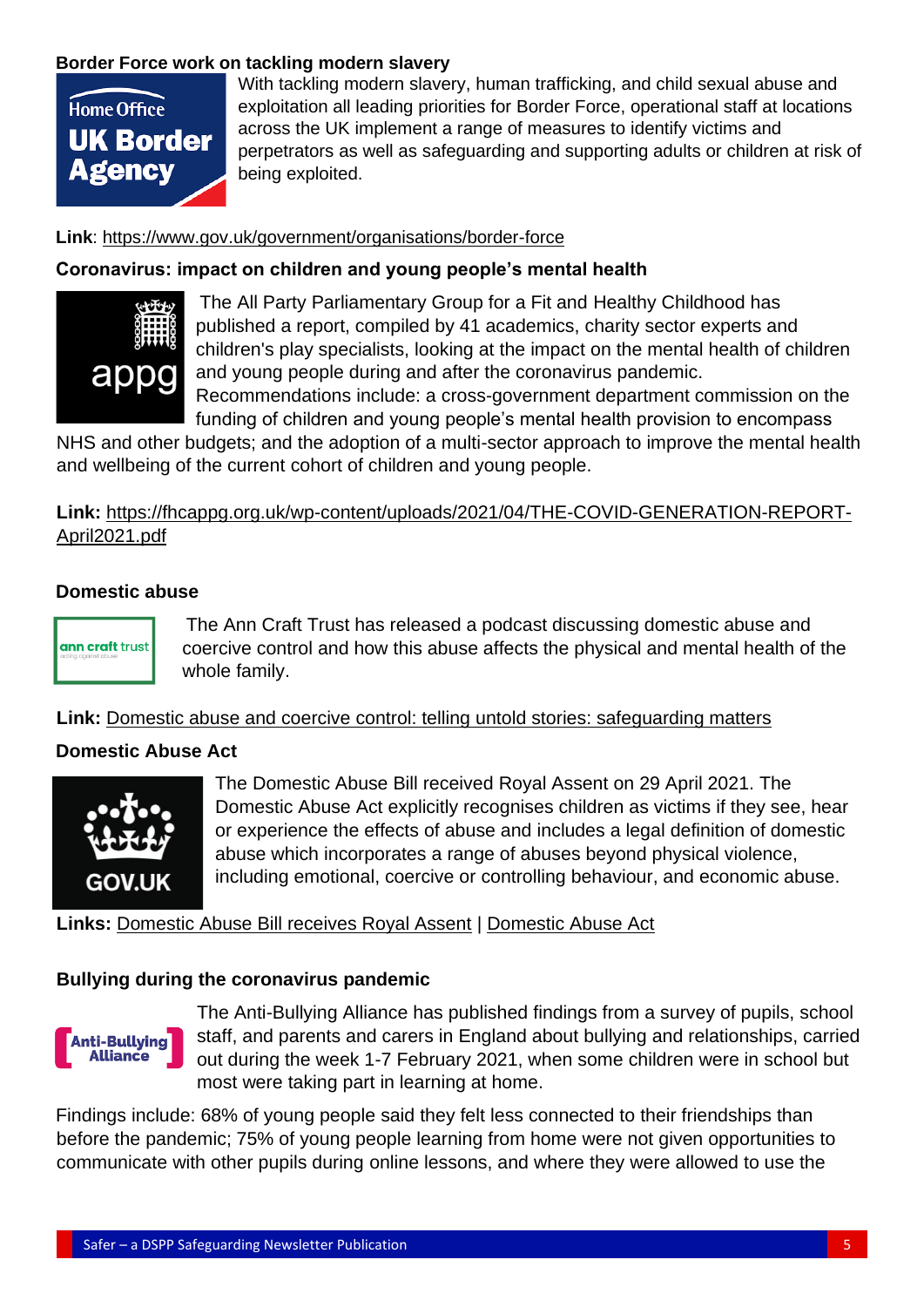**Border Force work on tackling modern slavery**

With tackling modern slavery, human trafficking, and child sexual abuse and exploitation all leading priorities for Border Force, operational staff at locations across the UK implement a range of measures to identify victims and perpetrators as well as safeguarding and supporting adults or children at risk of being exploited.

**Link**: https://www.gov.uk/government/organisations/border-force

**Coronavirus: impact on children and young people's mental health**

The All Party Parliamentary Group for a Fit and Healthy Childhood has published a report, compiled by 41 academics, charity sector experts and children's play specialists, looking at the impact on the mental health of children and young people during and after the coronavirus pandemic. Recommendations include: a cross-government department commission on the funding of children and young people's mental health provision to encompass NHS and other budgets; and the adoption of a multi-sector approach to improve the mental health and wellbeing of the current cohort of children and young people.

**Link:** https://fhcappg.org.uk/wp-content/uploads/2021/04/THE-COVID-GENERATION-REPORT-April2021.pdf

**Domestic abuse**

The Ann Craft Trust has released a podcast discussing domestic abuse and coercive control and how this abuse affects the physical and mental health of the whole family.

**Link:** Domestic abuse and coercive control: telling untold stories: safeguarding matters

**Domestic Abuse Act**

The Domestic Abuse Bill received Royal Assent on 29 April 2021. The Domestic Abuse Act explicitly recognises children as victims if they see, hear or experience the effects of abuse and includes a legal definition of domestic abuse which incorporates a range of abuses beyond physical violence, including emotional, coercive or controlling behaviour, and economic abuse.

**Links:** Domestic Abuse Bill receives Royal Assent | Domestic Abuse Act

**Bullying during the coronavirus pandemic**

The Anti-Bullying Alliance has published findings from a survey of pupils, school staff, and parents and carers in England about bullying and relationships, carried out during the week 1-7 February 2021, when some children were in school but most were taking part in learning at home.

Findings include: 68% of young people said they felt less connected to their friendships than before the pandemic; 75% of young people learning from home were not given opportunities to communicate with other pupils during online lessons, and where they were allowed to use the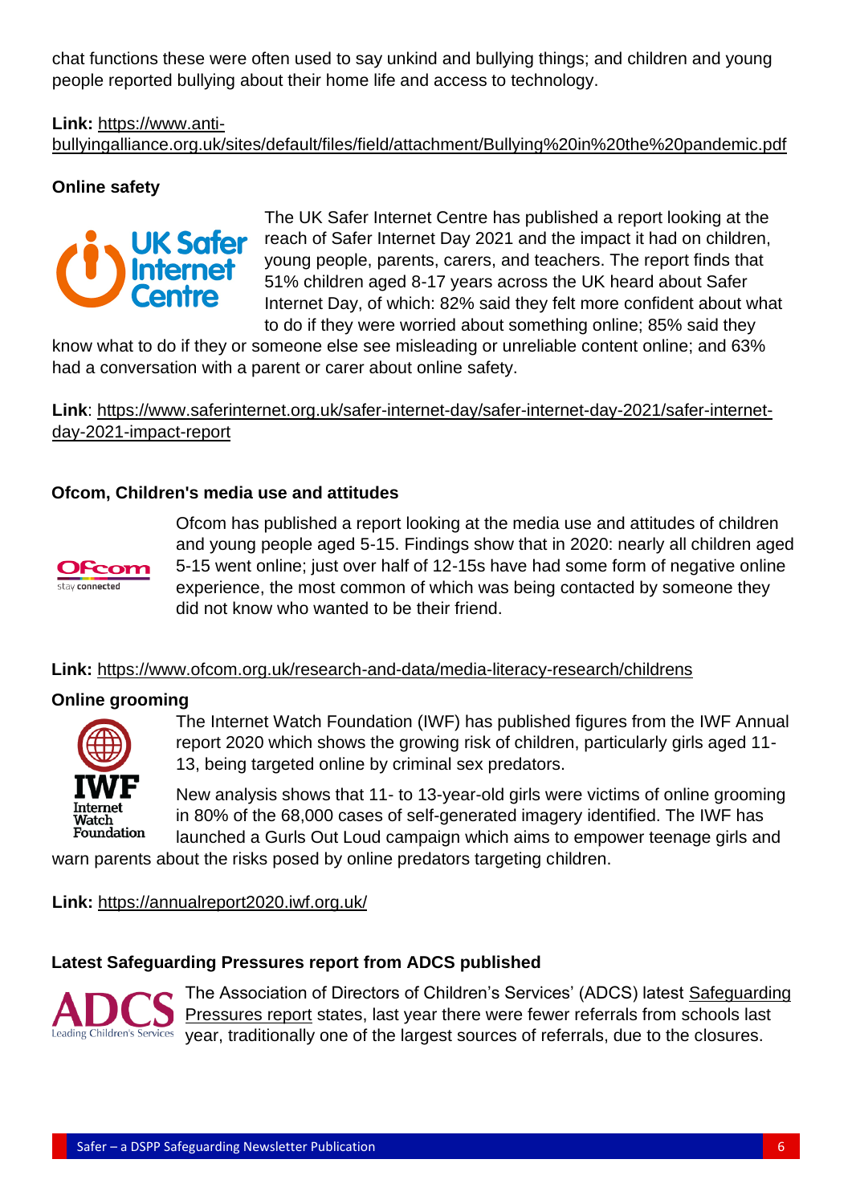chat functions these were often used to say unkind and bullying things; and children and young people reported bullying about their home life and access to technology.

**Link:** https://www.anti-bullyingalliance.org.uk/sites/default/files/field/attachment/Bullying%20in%20the%20pandemic.pdf

**Online safety**

The UK Safer Internet Centre has published a report looking at the reach of Safer Internet Day 2021 and the impact it had on children, young people, parents, carers, and teachers. The report finds that 51% children aged 8-17 years across the UK heard about Safer Internet Day, of which: 82% said they felt more confident about what to do if they were worried about something online; 85% said they know what to do if they or someone else see misleading or unreliable content online; and 63% had a conversation with a parent or carer about online safety.

**Link**: https://www.saferinternet.org.uk/safer-internet-day/safer-internet-day-2021/safer-internet-day-2021-impact-report

**Ofcom, Children's media use and attitudes**

Ofcom has published a report looking at the media use and attitudes of children and young people aged 5-15. Findings show that in 2020: nearly all children aged 5-15 went online; just over half of 12-15s have had some form of negative online experience, the most common of which was being contacted by someone they did not know who wanted to be their friend.

**Link:** https://www.ofcom.org.uk/research-and-data/media-literacy-research/childrens

**Online grooming**

The Internet Watch Foundation (IWF) has published figures from the IWF Annual report 2020 which shows the growing risk of children, particularly girls aged 11-13, being targeted online by criminal sex predators.

New analysis shows that 11- to 13-year-old girls were victims of online grooming in 80% of the 68,000 cases of self-generated imagery identified. The IWF has launched a Gurls Out Loud campaign which aims to empower teenage girls and warn parents about the risks posed by online predators targeting children.

**Link:** https://annualreport2020.iwf.org.uk/

**Latest Safeguarding Pressures report from ADCS published**

The Association of Directors of Children's Services' (ADCS) latest Safeguarding Pressures report states, last year there were fewer referrals from schools last year, traditionally one of the largest sources of referrals, due to the closures.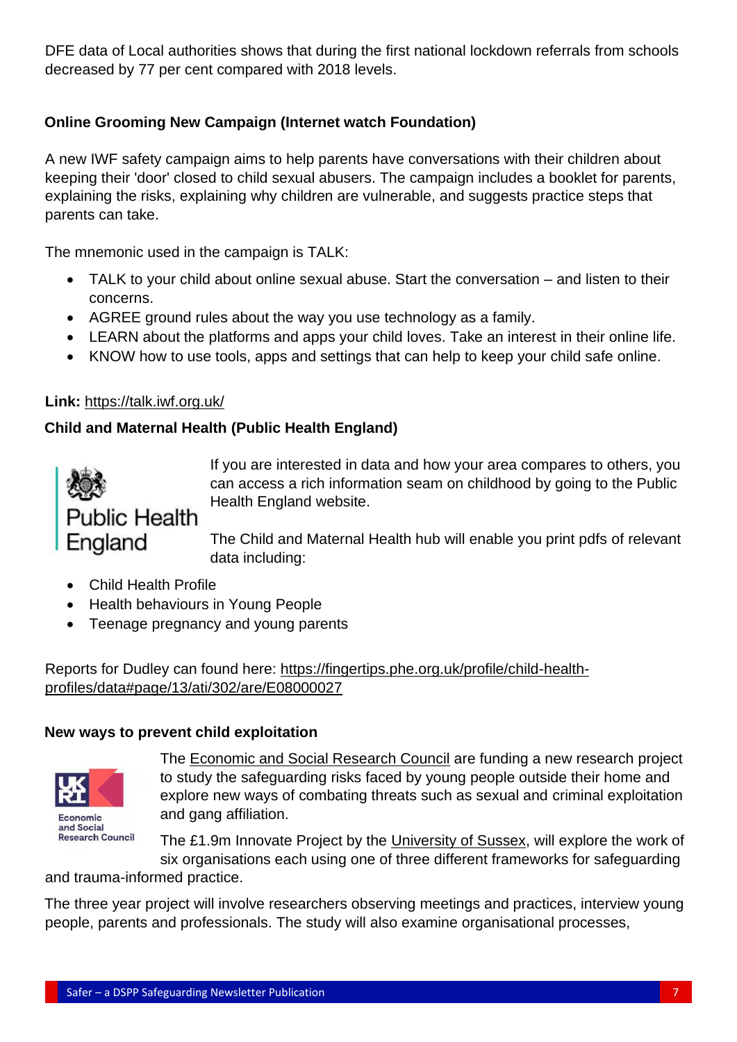DFE data of Local authorities shows that during the first national lockdown referrals from schools decreased by 77 per cent compared with 2018 levels.

**Online Grooming New Campaign (Internet watch Foundation)**

A new IWF safety campaign aims to help parents have conversations with their children about keeping their 'door' closed to child sexual abusers. The campaign includes a booklet for parents, explaining the risks, explaining why children are vulnerable, and suggests practice steps that parents can take.

The mnemonic used in the campaign is TALK:

- TALK to your child about online sexual abuse. Start the conversation – and listen to their concerns.
- AGREE ground rules about the way you use technology as a family.
- LEARN about the platforms and apps your child loves. Take an interest in their online life.
- KNOW how to use tools, apps and settings that can help to keep your child safe online.

**Link:** https://talk.iwf.org.uk/

**Child and Maternal Health (Public Health England)**

If you are interested in data and how your area compares to others, you can access a rich information seam on childhood by going to the Public Health England website.

The Child and Maternal Health hub will enable you print pdfs of relevant data including:

- Child Health Profile
- Health behaviours in Young People
- Teenage pregnancy and young parents

Reports for Dudley can found here: https://fingertips.phe.org.uk/profile/child-health-profiles/data#page/13/ati/302/are/E08000027

**New ways to prevent child exploitation**

The Economic and Social Research Council are funding a new research project to study the safeguarding risks faced by young people outside their home and explore new ways of combating threats such as sexual and criminal exploitation and gang affiliation.

The £1.9m Innovate Project by the University of Sussex, will explore the work of six organisations each using one of three different frameworks for safeguarding and trauma-informed practice.

The three year project will involve researchers observing meetings and practices, interview young people, parents and professionals. The study will also examine organisational processes,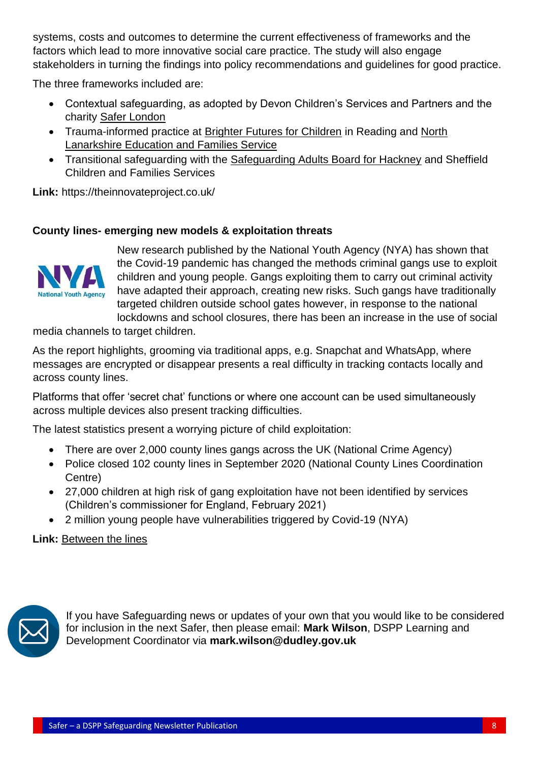systems, costs and outcomes to determine the current effectiveness of frameworks and the factors which lead to more innovative social care practice. The study will also engage stakeholders in turning the findings into policy recommendations and guidelines for good practice.

The three frameworks included are:

- Contextual safeguarding, as adopted by Devon Children's Services and Partners and the charity Safer London
- Trauma-informed practice at Brighter Futures for Children in Reading and North Lanarkshire Education and Families Service
- Transitional safeguarding with the Safeguarding Adults Board for Hackney and Sheffield Children and Families Services

**Link:** https://theinnovateproject.co.uk/

### County lines- emerging new models & exploitation threats

New research published by the National Youth Agency (NYA) has shown that the Covid-19 pandemic has changed the methods criminal gangs use to exploit children and young people. Gangs exploiting them to carry out criminal activity have adapted their approach, creating new risks. Such gangs have traditionally targeted children outside school gates however, in response to the national lockdowns and school closures, there has been an increase in the use of social media channels to target children.

As the report highlights, grooming via traditional apps, e.g. Snapchat and WhatsApp, where messages are encrypted or disappear presents a real difficulty in tracking contacts locally and across county lines.

Platforms that offer 'secret chat' functions or where one account can be used simultaneously across multiple devices also present tracking difficulties.

The latest statistics present a worrying picture of child exploitation:

- There are over 2,000 county lines gangs across the UK (National Crime Agency)
- Police closed 102 county lines in September 2020 (National County Lines Coordination Centre)
- 27,000 children at high risk of gang exploitation have not been identified by services (Children's commissioner for England, February 2021)
- 2 million young people have vulnerabilities triggered by Covid-19 (NYA)

**Link:** Between the lines

If you have Safeguarding news or updates of your own that you would like to be considered for inclusion in the next Safer, then please email: **Mark Wilson**, DSPP Learning and Development Coordinator via **mark.wilson@dudley.gov.uk**